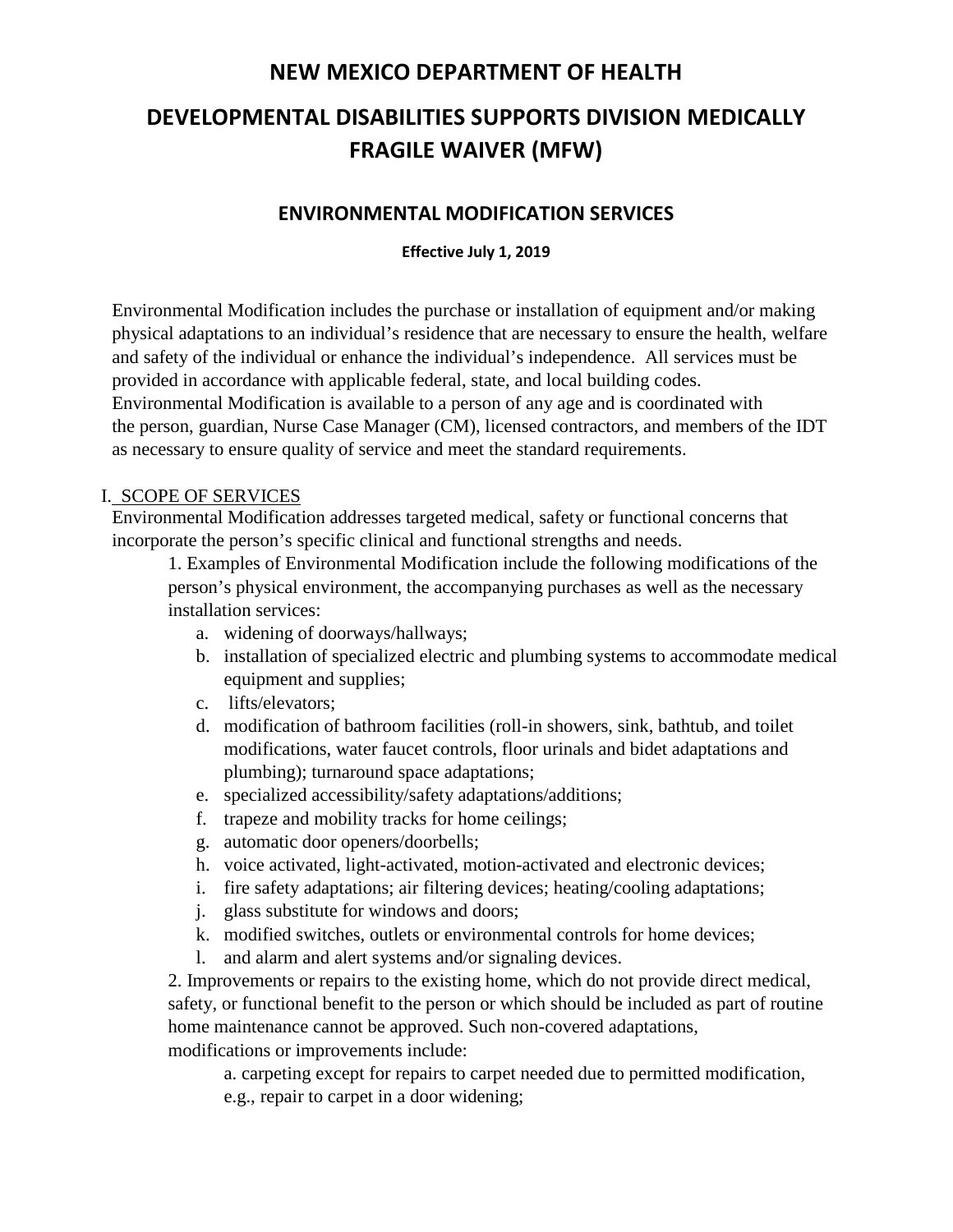# NEW MEXICO DEPARTMENT OF HEALTH

# DEVELOPMENTAL DISABILITIES SUPPORTS DIVISION MEDICALLY FRAGILE WAIVER (MFW)

## ENVIRONMENTAL MODIFICATION SERVICES

**Effective July 1, 2019**

Environmental Modification includes the purchase or installation of equipment and/or making physical adaptations to an individual's residence that are necessary to ensure the health, welfare and safety of the individual or enhance the individual's independence. All services must be provided in accordance with applicable federal, state, and local building codes. Environmental Modification is available to a person of any age and is coordinated with the person, guardian, Nurse Case Manager (CM), licensed contractors, and members of the IDT as necessary to ensure quality of service and meet the standard requirements.

I. SCOPE OF SERVICES

Environmental Modification addresses targeted medical, safety or functional concerns that incorporate the person's specific clinical and functional strengths and needs.

1. Examples of Environmental Modification include the following modifications of the person's physical environment, the accompanying purchases as well as the necessary installation services:
   a. widening of doorways/hallways;
   b. installation of specialized electric and plumbing systems to accommodate medical equipment and supplies;
   c. lifts/elevators;
   d. modification of bathroom facilities (roll-in showers, sink, bathtub, and toilet modifications, water faucet controls, floor urinals and bidet adaptations and plumbing); turnaround space adaptations;
   e. specialized accessibility/safety adaptations/additions;
   f. trapeze and mobility tracks for home ceilings;
   g. automatic door openers/doorbells;
   h. voice activated, light-activated, motion-activated and electronic devices;
   i. fire safety adaptations; air filtering devices; heating/cooling adaptations;
   j. glass substitute for windows and doors;
   k. modified switches, outlets or environmental controls for home devices;
   l. and alarm and alert systems and/or signaling devices.
2. Improvements or repairs to the existing home, which do not provide direct medical, safety, or functional benefit to the person or which should be included as part of routine home maintenance cannot be approved. Such non-covered adaptations, modifications or improvements include:
   a. carpeting except for repairs to carpet needed due to permitted modification, e.g., repair to carpet in a door widening;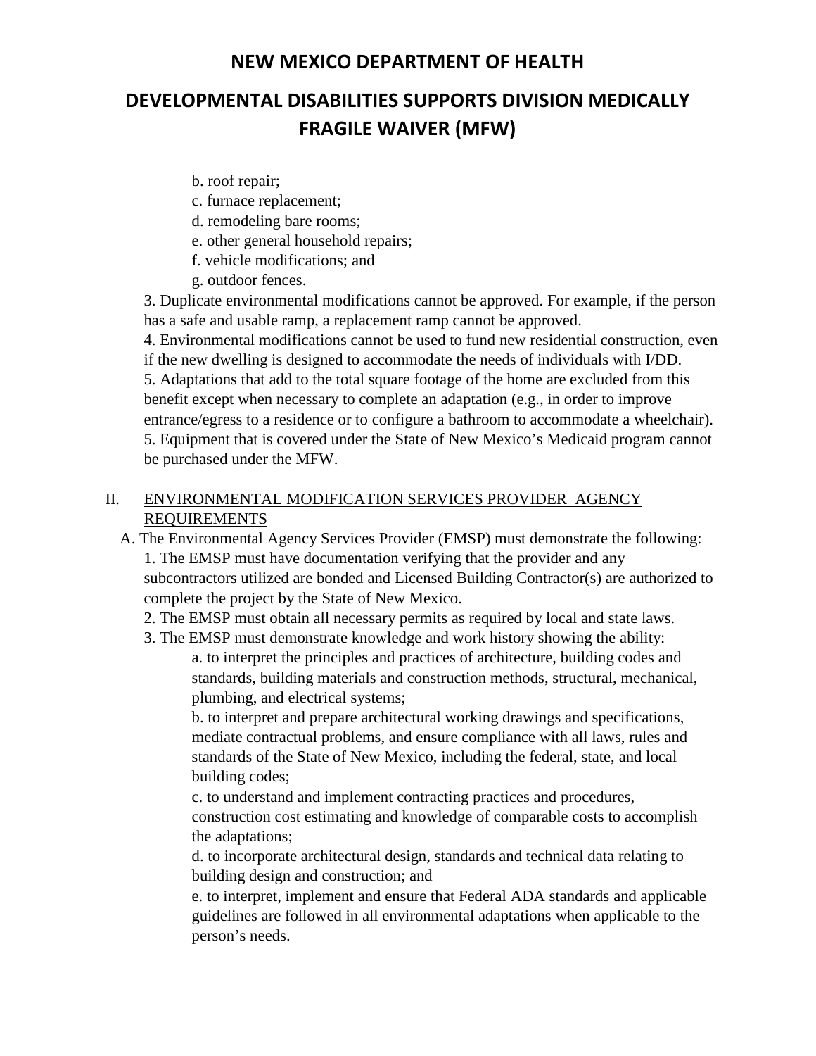b. roof repair;
c. furnace replacement;
d. remodeling bare rooms;
e. other general household repairs;
f. vehicle modifications; and
g. outdoor fences.

3. Duplicate environmental modifications cannot be approved. For example, if the person has a safe and usable ramp, a replacement ramp cannot be approved.
4. Environmental modifications cannot be used to fund new residential construction, even if the new dwelling is designed to accommodate the needs of individuals with I/DD.
5. Adaptations that add to the total square footage of the home are excluded from this benefit except when necessary to complete an adaptation (e.g., in order to improve entrance/egress to a residence or to configure a bathroom to accommodate a wheelchair).
5. Equipment that is covered under the State of New Mexico's Medicaid program cannot be purchased under the MFW.

## II. <u>ENVIRONMENTAL MODIFICATION SERVICES PROVIDER AGENCY REQUIREMENTS</u>

A. The Environmental Agency Services Provider (EMSP) must demonstrate the following:

1. The EMSP must have documentation verifying that the provider and any subcontractors utilized are bonded and Licensed Building Contractor(s) are authorized to complete the project by the State of New Mexico.
2. The EMSP must obtain all necessary permits as required by local and state laws.
3. The EMSP must demonstrate knowledge and work history showing the ability:
   a. to interpret the principles and practices of architecture, building codes and standards, building materials and construction methods, structural, mechanical, plumbing, and electrical systems;
   b. to interpret and prepare architectural working drawings and specifications, mediate contractual problems, and ensure compliance with all laws, rules and standards of the State of New Mexico, including the federal, state, and local building codes;
   c. to understand and implement contracting practices and procedures, construction cost estimating and knowledge of comparable costs to accomplish the adaptations;
   d. to incorporate architectural design, standards and technical data relating to building design and construction; and
   e. to interpret, implement and ensure that Federal ADA standards and applicable guidelines are followed in all environmental adaptations when applicable to the person's needs.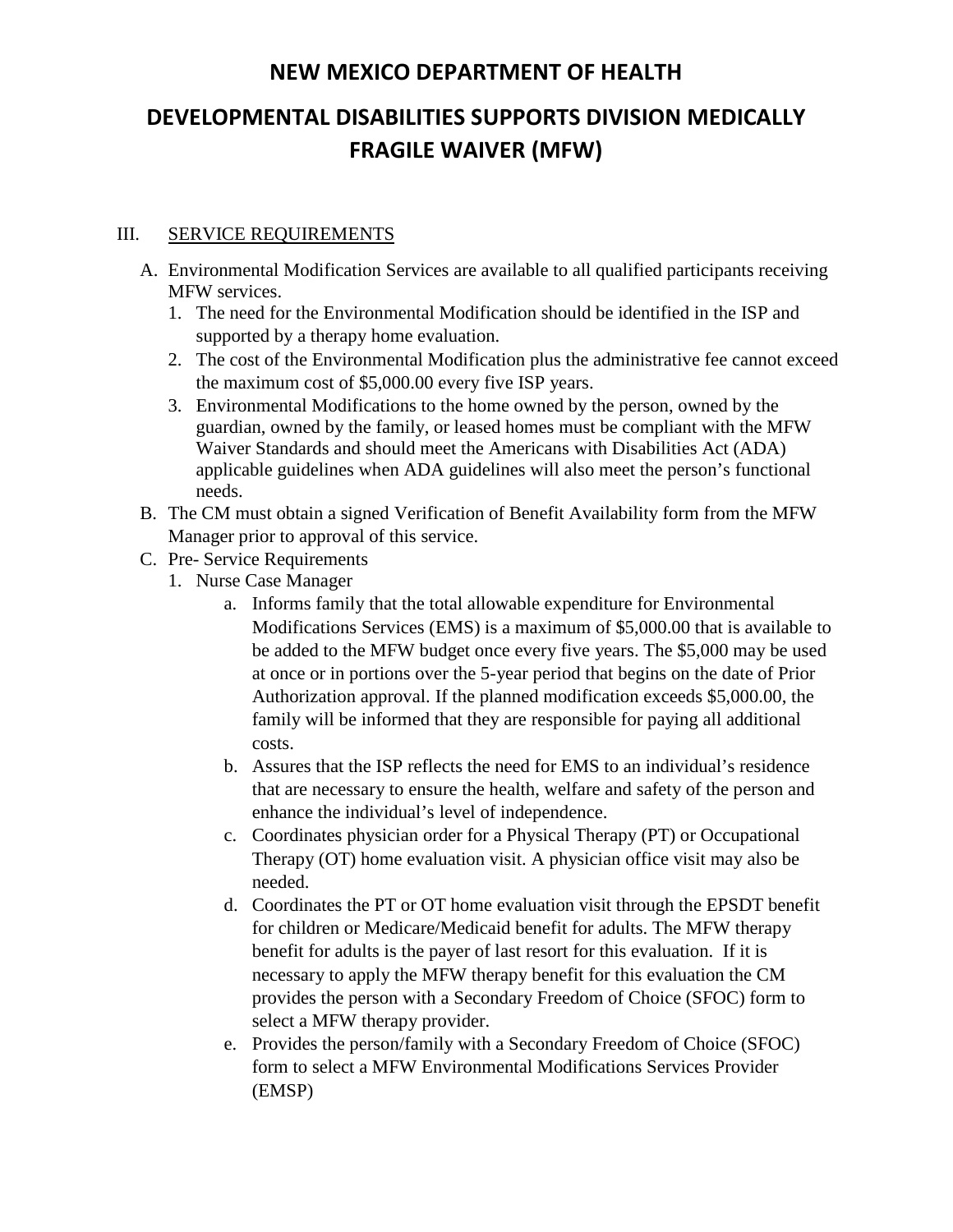# NEW MEXICO DEPARTMENT OF HEALTH

# DEVELOPMENTAL DISABILITIES SUPPORTS DIVISION MEDICALLY FRAGILE WAIVER (MFW)

## III. SERVICE REQUIREMENTS

A. Environmental Modification Services are available to all qualified participants receiving MFW services.

1. The need for the Environmental Modification should be identified in the ISP and supported by a therapy home evaluation.
2. The cost of the Environmental Modification plus the administrative fee cannot exceed the maximum cost of $5,000.00 every five ISP years.
3. Environmental Modifications to the home owned by the person, owned by the guardian, owned by the family, or leased homes must be compliant with the MFW Waiver Standards and should meet the Americans with Disabilities Act (ADA) applicable guidelines when ADA guidelines will also meet the person's functional needs.

B. The CM must obtain a signed Verification of Benefit Availability form from the MFW Manager prior to approval of this service.

C. Pre- Service Requirements

1. Nurse Case Manager
   a. Informs family that the total allowable expenditure for Environmental Modifications Services (EMS) is a maximum of $5,000.00 that is available to be added to the MFW budget once every five years. The $5,000 may be used at once or in portions over the 5-year period that begins on the date of Prior Authorization approval. If the planned modification exceeds $5,000.00, the family will be informed that they are responsible for paying all additional costs.
   b. Assures that the ISP reflects the need for EMS to an individual's residence that are necessary to ensure the health, welfare and safety of the person and enhance the individual's level of independence.
   c. Coordinates physician order for a Physical Therapy (PT) or Occupational Therapy (OT) home evaluation visit. A physician office visit may also be needed.
   d. Coordinates the PT or OT home evaluation visit through the EPSDT benefit for children or Medicare/Medicaid benefit for adults. The MFW therapy benefit for adults is the payer of last resort for this evaluation. If it is necessary to apply the MFW therapy benefit for this evaluation the CM provides the person with a Secondary Freedom of Choice (SFOC) form to select a MFW therapy provider.
   e. Provides the person/family with a Secondary Freedom of Choice (SFOC) form to select a MFW Environmental Modifications Services Provider (EMSP)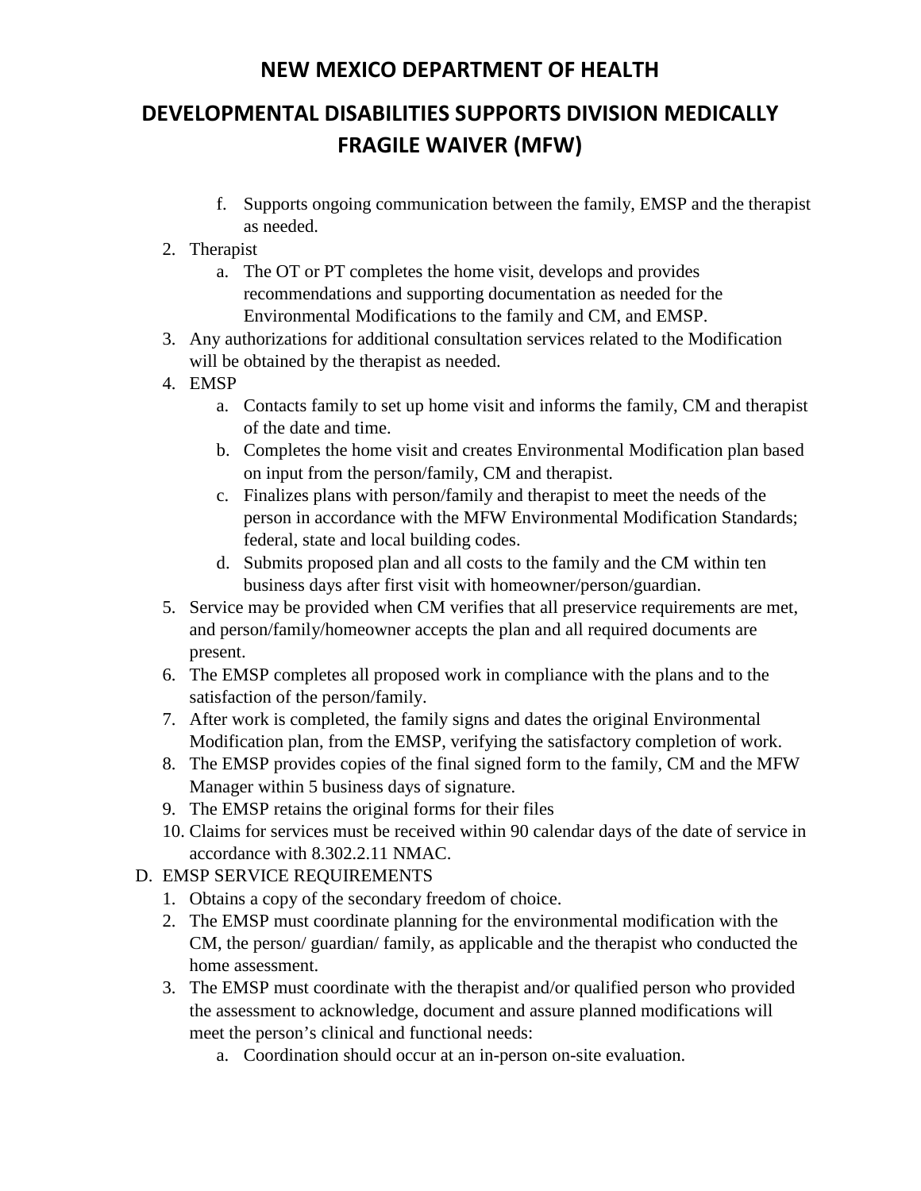f. Supports ongoing communication between the family, EMSP and the therapist as needed.

2. Therapist
   a. The OT or PT completes the home visit, develops and provides recommendations and supporting documentation as needed for the Environmental Modifications to the family and CM, and EMSP.
3. Any authorizations for additional consultation services related to the Modification will be obtained by the therapist as needed.
4. EMSP
   a. Contacts family to set up home visit and informs the family, CM and therapist of the date and time.
   b. Completes the home visit and creates Environmental Modification plan based on input from the person/family, CM and therapist.
   c. Finalizes plans with person/family and therapist to meet the needs of the person in accordance with the MFW Environmental Modification Standards; federal, state and local building codes.
   d. Submits proposed plan and all costs to the family and the CM within ten business days after first visit with homeowner/person/guardian.
5. Service may be provided when CM verifies that all preservice requirements are met, and person/family/homeowner accepts the plan and all required documents are present.
6. The EMSP completes all proposed work in compliance with the plans and to the satisfaction of the person/family.
7. After work is completed, the family signs and dates the original Environmental Modification plan, from the EMSP, verifying the satisfactory completion of work.
8. The EMSP provides copies of the final signed form to the family, CM and the MFW Manager within 5 business days of signature.
9. The EMSP retains the original forms for their files
10. Claims for services must be received within 90 calendar days of the date of service in accordance with 8.302.2.11 NMAC.

D. EMSP SERVICE REQUIREMENTS
   1. Obtains a copy of the secondary freedom of choice.
   2. The EMSP must coordinate planning for the environmental modification with the CM, the person/ guardian/ family, as applicable and the therapist who conducted the home assessment.
   3. The EMSP must coordinate with the therapist and/or qualified person who provided the assessment to acknowledge, document and assure planned modifications will meet the person's clinical and functional needs:
      a. Coordination should occur at an in-person on-site evaluation.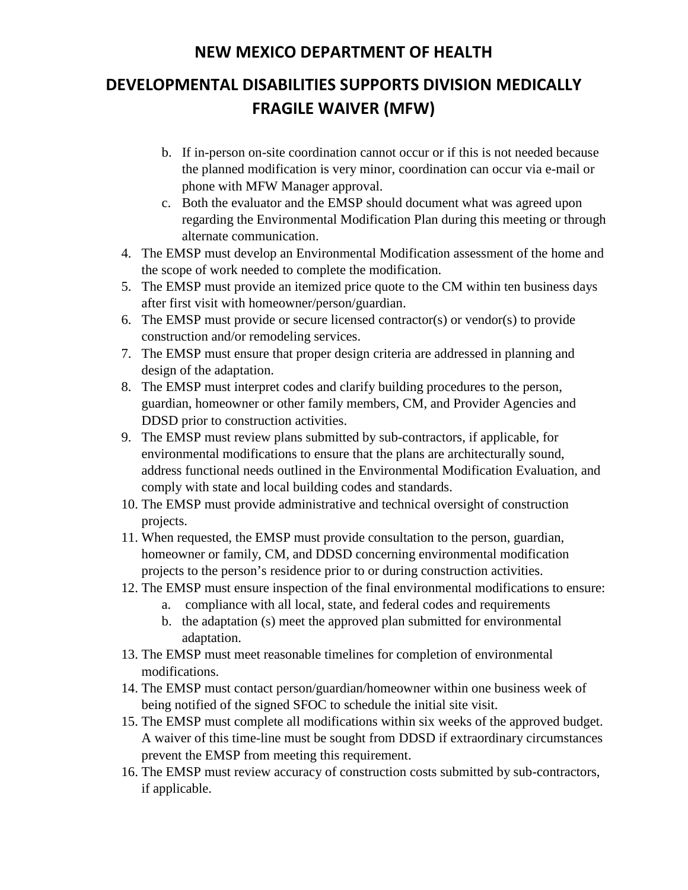b. If in-person on-site coordination cannot occur or if this is not needed because the planned modification is very minor, coordination can occur via e-mail or phone with MFW Manager approval.
   c. Both the evaluator and the EMSP should document what was agreed upon regarding the Environmental Modification Plan during this meeting or through alternate communication.
4. The EMSP must develop an Environmental Modification assessment of the home and the scope of work needed to complete the modification.
5. The EMSP must provide an itemized price quote to the CM within ten business days after first visit with homeowner/person/guardian.
6. The EMSP must provide or secure licensed contractor(s) or vendor(s) to provide construction and/or remodeling services.
7. The EMSP must ensure that proper design criteria are addressed in planning and design of the adaptation.
8. The EMSP must interpret codes and clarify building procedures to the person, guardian, homeowner or other family members, CM, and Provider Agencies and DDSD prior to construction activities.
9. The EMSP must review plans submitted by sub-contractors, if applicable, for environmental modifications to ensure that the plans are architecturally sound, address functional needs outlined in the Environmental Modification Evaluation, and comply with state and local building codes and standards.
10. The EMSP must provide administrative and technical oversight of construction projects.
11. When requested, the EMSP must provide consultation to the person, guardian, homeowner or family, CM, and DDSD concerning environmental modification projects to the person's residence prior to or during construction activities.
12. The EMSP must ensure inspection of the final environmental modifications to ensure:
    a. compliance with all local, state, and federal codes and requirements
    b. the adaptation (s) meet the approved plan submitted for environmental adaptation.
13. The EMSP must meet reasonable timelines for completion of environmental modifications.
14. The EMSP must contact person/guardian/homeowner within one business week of being notified of the signed SFOC to schedule the initial site visit.
15. The EMSP must complete all modifications within six weeks of the approved budget. A waiver of this time-line must be sought from DDSD if extraordinary circumstances prevent the EMSP from meeting this requirement.
16. The EMSP must review accuracy of construction costs submitted by sub-contractors, if applicable.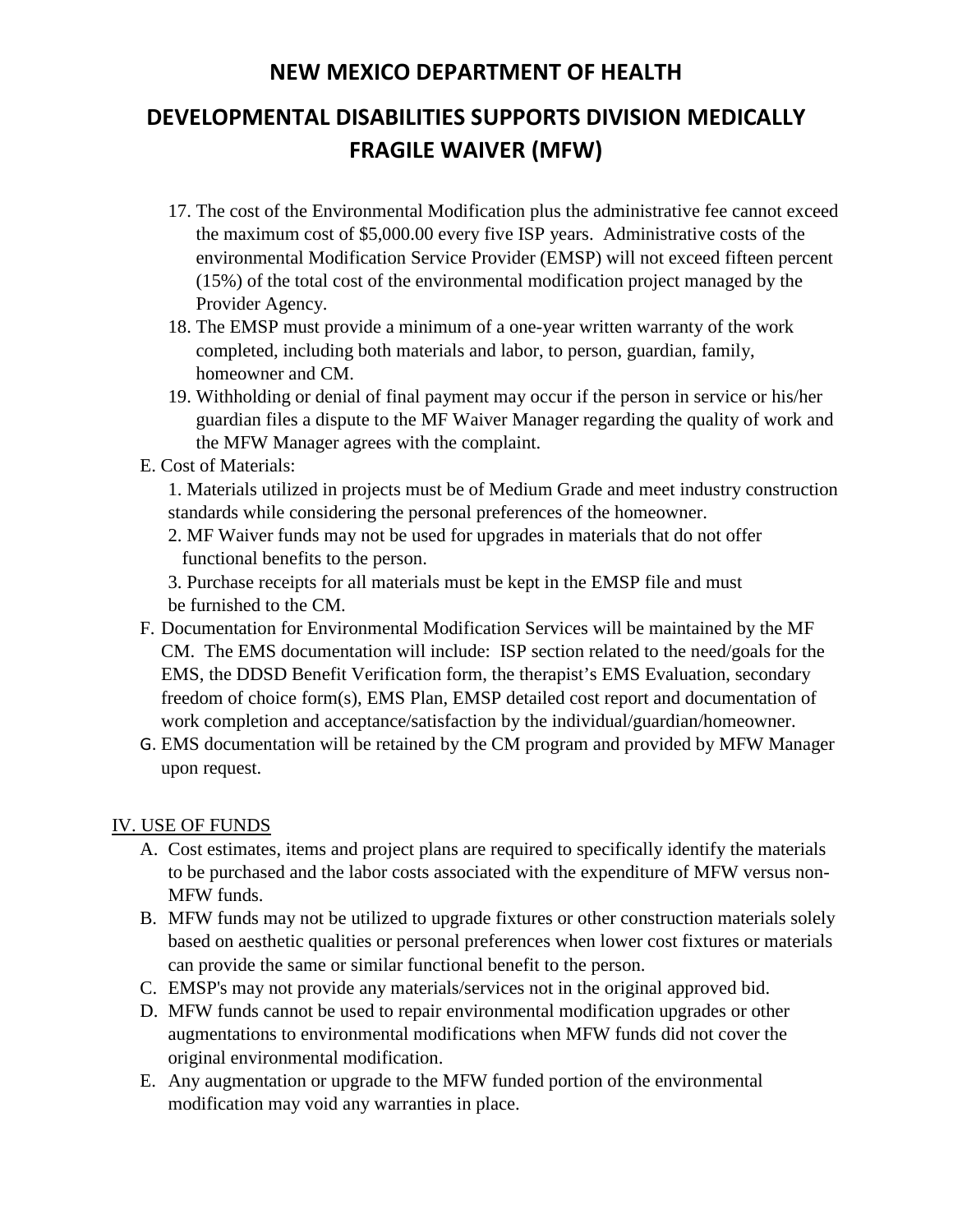17. The cost of the Environmental Modification plus the administrative fee cannot exceed the maximum cost of $5,000.00 every five ISP years. Administrative costs of the environmental Modification Service Provider (EMSP) will not exceed fifteen percent (15%) of the total cost of the environmental modification project managed by the Provider Agency.
18. The EMSP must provide a minimum of a one-year written warranty of the work completed, including both materials and labor, to person, guardian, family, homeowner and CM.
19. Withholding or denial of final payment may occur if the person in service or his/her guardian files a dispute to the MF Waiver Manager regarding the quality of work and the MFW Manager agrees with the complaint.

E. Cost of Materials:

1. Materials utilized in projects must be of Medium Grade and meet industry construction standards while considering the personal preferences of the homeowner.
2. MF Waiver funds may not be used for upgrades in materials that do not offer functional benefits to the person.
3. Purchase receipts for all materials must be kept in the EMSP file and must be furnished to the CM.

F. Documentation for Environmental Modification Services will be maintained by the MF CM. The EMS documentation will include: ISP section related to the need/goals for the EMS, the DDSD Benefit Verification form, the therapist's EMS Evaluation, secondary freedom of choice form(s), EMS Plan, EMSP detailed cost report and documentation of work completion and acceptance/satisfaction by the individual/guardian/homeowner.

G. EMS documentation will be retained by the CM program and provided by MFW Manager upon request.

## IV. USE OF FUNDS

A. Cost estimates, items and project plans are required to specifically identify the materials to be purchased and the labor costs associated with the expenditure of MFW versus non-MFW funds.

B. MFW funds may not be utilized to upgrade fixtures or other construction materials solely based on aesthetic qualities or personal preferences when lower cost fixtures or materials can provide the same or similar functional benefit to the person.

C. EMSP's may not provide any materials/services not in the original approved bid.

D. MFW funds cannot be used to repair environmental modification upgrades or other augmentations to environmental modifications when MFW funds did not cover the original environmental modification.

E. Any augmentation or upgrade to the MFW funded portion of the environmental modification may void any warranties in place.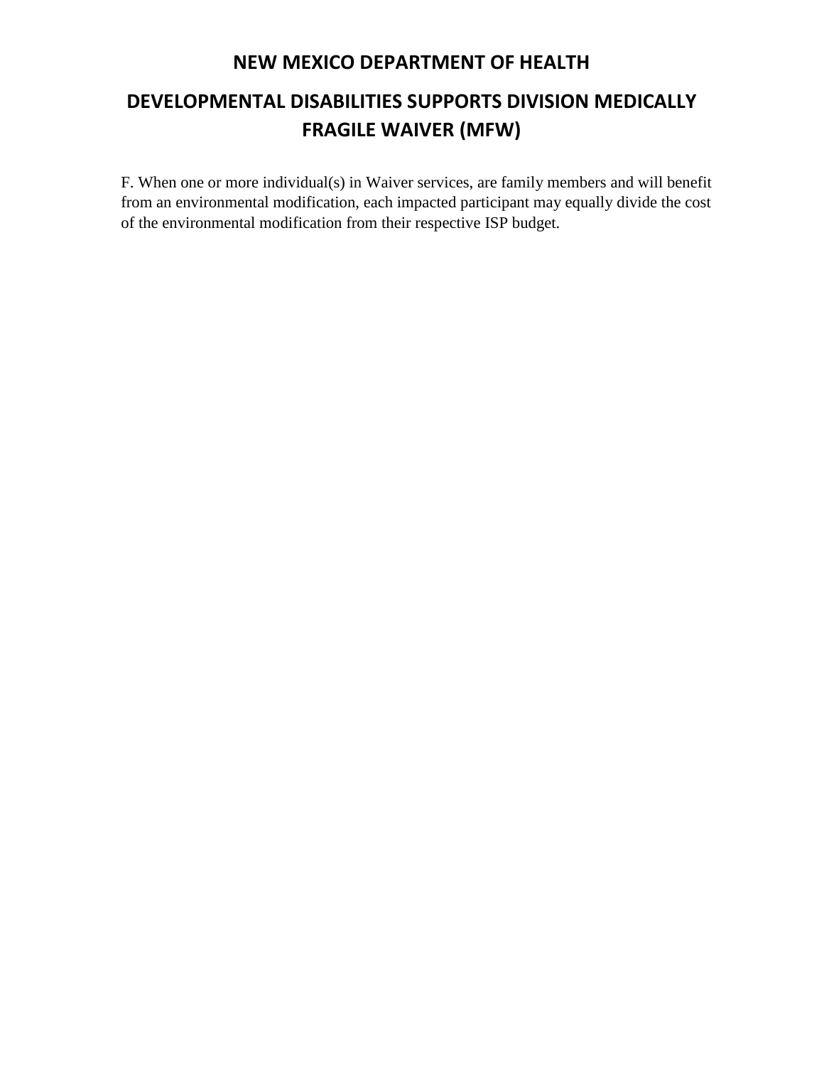**NEW MEXICO DEPARTMENT OF HEALTH**

**DEVELOPMENTAL DISABILITIES SUPPORTS DIVISION MEDICALLY FRAGILE WAIVER (MFW)**

F. When one or more individual(s) in Waiver services, are family members and will benefit from an environmental modification, each impacted participant may equally divide the cost of the environmental modification from their respective ISP budget.